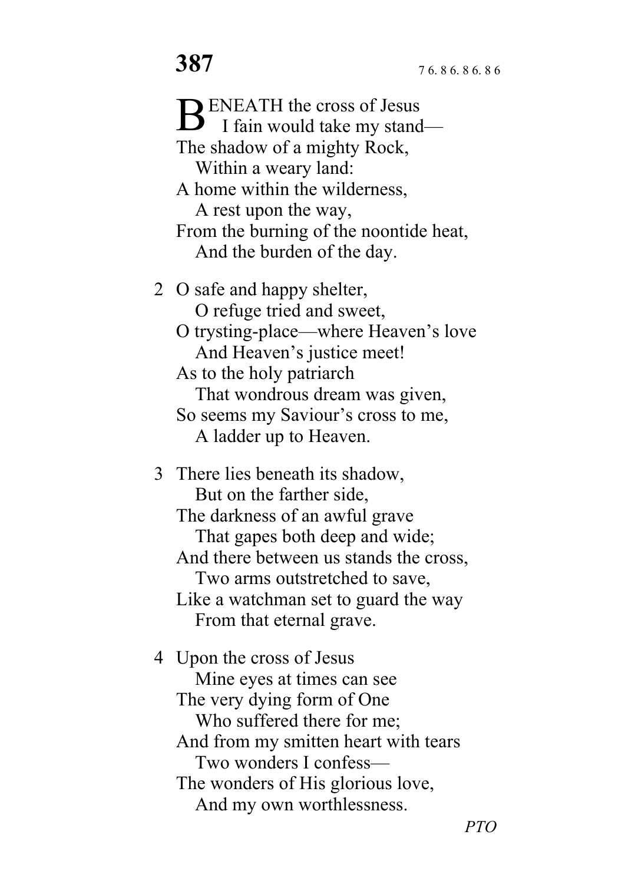# 387

7 6. 8 6. 8 6. 8 6

BENEATH the cross of Jesus
  I fain would take my stand—
The shadow of a mighty Rock,
  Within a weary land:
A home within the wilderness,
  A rest upon the way,
From the burning of the noontide heat,
  And the burden of the day.

2 O safe and happy shelter,
  O refuge tried and sweet,
O trysting-place—where Heaven's love
  And Heaven's justice meet!
As to the holy patriarch
  That wondrous dream was given,
So seems my Saviour's cross to me,
  A ladder up to Heaven.

3 There lies beneath its shadow,
  But on the farther side,
The darkness of an awful grave
  That gapes both deep and wide;
And there between us stands the cross,
  Two arms outstretched to save,
Like a watchman set to guard the way
  From that eternal grave.

4 Upon the cross of Jesus
  Mine eyes at times can see
The very dying form of One
  Who suffered there for me;
And from my smitten heart with tears
  Two wonders I confess—
The wonders of His glorious love,
  And my own worthlessness.

*PTO*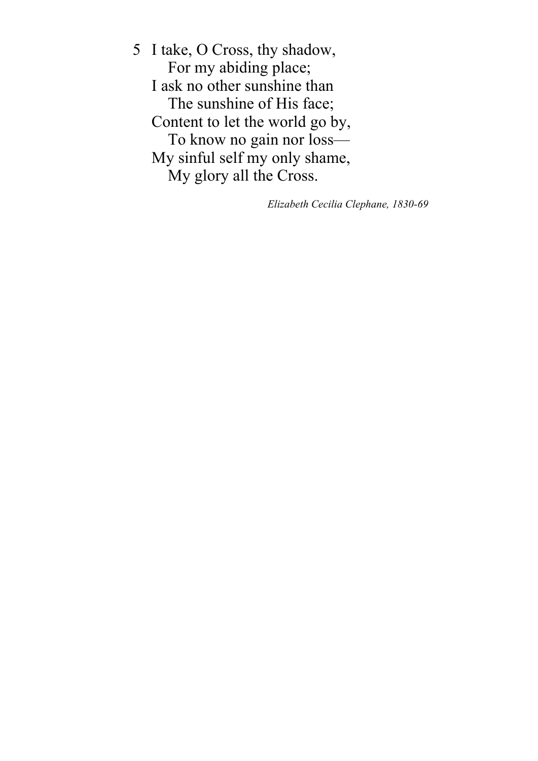5 I take, O Cross, thy shadow,
   For my abiding place;
I ask no other sunshine than
   The sunshine of His face;
Content to let the world go by,
   To know no gain nor loss—
My sinful self my only shame,
   My glory all the Cross.

*Elizabeth Cecilia Clephane, 1830-69*